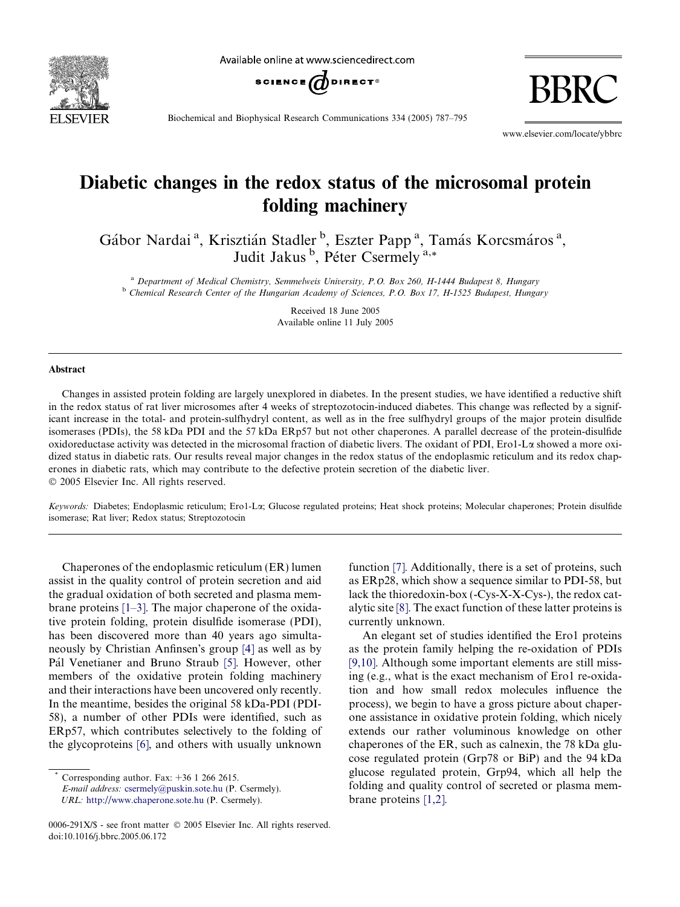# Diabetic changes in the redox status of the microsomal protein folding machinery

Gábor Nardai [a], Krisztián Stadler [b], Eszter Papp [a], Tamás Korcsmáros [a], Judit Jakus [b], Péter Csermely [a,*]

[a] Department of Medical Chemistry, Semmelweis University, P.O. Box 260, H-1444 Budapest 8, Hungary
[b] Chemical Research Center of the Hungarian Academy of Sciences, P.O. Box 17, H-1525 Budapest, Hungary

Received 18 June 2005
Available online 11 July 2005

## Abstract

Changes in assisted protein folding are largely unexplored in diabetes. In the present studies, we have identified a reductive shift in the redox status of rat liver microsomes after 4 weeks of streptozotocin-induced diabetes. This change was reflected by a significant increase in the total- and protein-sulfhydryl content, as well as in the free sulfhydryl groups of the major protein disulfide isomerases (PDIs), the 58 kDa PDI and the 57 kDa ERp57 but not other chaperones. A parallel decrease of the protein-disulfide oxidoreductase activity was detected in the microsomal fraction of diabetic livers. The oxidant of PDI, Ero1-Lα showed a more oxidized status in diabetic rats. Our results reveal major changes in the redox status of the endoplasmic reticulum and its redox chaperones in diabetic rats, which may contribute to the defective protein secretion of the diabetic liver.
© 2005 Elsevier Inc. All rights reserved.

*Keywords:* Diabetes; Endoplasmic reticulum; Ero1-Lα; Glucose regulated proteins; Heat shock proteins; Molecular chaperones; Protein disulfide isomerase; Rat liver; Redox status; Streptozotocin

Chaperones of the endoplasmic reticulum (ER) lumen assist in the quality control of protein secretion and aid the gradual oxidation of both secreted and plasma membrane proteins [1–3]. The major chaperone of the oxidative protein folding, protein disulfide isomerase (PDI), has been discovered more than 40 years ago simultaneously by Christian Anfinsen's group [4] as well as by Pál Venetianer and Bruno Straub [5]. However, other members of the oxidative protein folding machinery and their interactions have been uncovered only recently. In the meantime, besides the original 58 kDa-PDI (PDI-58), a number of other PDIs were identified, such as ERp57, which contributes selectively to the folding of the glycoproteins [6], and others with usually unknown function [7]. Additionally, there is a set of proteins, such as ERp28, which show a sequence similar to PDI-58, but lack the thioredoxin-box (-Cys-X-X-Cys-), the redox catalytic site [8]. The exact function of these latter proteins is currently unknown.

An elegant set of studies identified the Ero1 proteins as the protein family helping the re-oxidation of PDIs [9,10]. Although some important elements are still missing (e.g., what is the exact mechanism of Ero1 re-oxidation and how small redox molecules influence the process), we begin to have a gross picture about chaperone assistance in oxidative protein folding, which nicely extends our rather voluminous knowledge on other chaperones of the ER, such as calnexin, the 78 kDa glucose regulated protein (Grp78 or BiP) and the 94 kDa glucose regulated protein, Grp94, which all help the folding and quality control of secreted or plasma membrane proteins [1,2].

\* Corresponding author. Fax: +36 1 266 2615.
*E-mail address:* csermely@puskin.sote.hu (P. Csermely).
*URL:* http://www.chaperone.sote.hu (P. Csermely).

0006-291X/$ - see front matter © 2005 Elsevier Inc. All rights reserved.
doi:10.1016/j.bbrc.2005.06.172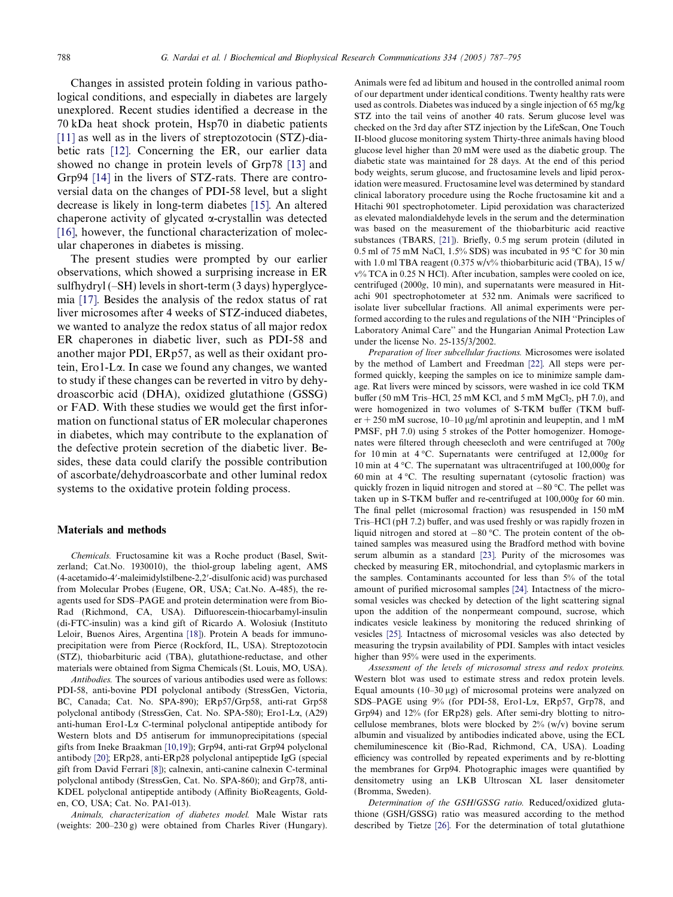Changes in assisted protein folding in various pathological conditions, and especially in diabetes are largely unexplored. Recent studies identified a decrease in the 70 kDa heat shock protein, Hsp70 in diabetic patients [11] as well as in the livers of streptozotocin (STZ)-diabetic rats [12]. Concerning the ER, our earlier data showed no change in protein levels of Grp78 [13] and Grp94 [14] in the livers of STZ-rats. There are controversial data on the changes of PDI-58 level, but a slight decrease is likely in long-term diabetes [15]. An altered chaperone activity of glycated α-crystallin was detected [16], however, the functional characterization of molecular chaperones in diabetes is missing.

The present studies were prompted by our earlier observations, which showed a surprising increase in ER sulfhydryl (–SH) levels in short-term (3 days) hyperglycemia [17]. Besides the analysis of the redox status of rat liver microsomes after 4 weeks of STZ-induced diabetes, we wanted to analyze the redox status of all major redox ER chaperones in diabetic liver, such as PDI-58 and another major PDI, ERp57, as well as their oxidant protein, Ero1-Lα. In case we found any changes, we wanted to study if these changes can be reverted in vitro by dehydroascorbic acid (DHA), oxidized glutathione (GSSG) or FAD. With these studies we would get the first information on functional status of ER molecular chaperones in diabetes, which may contribute to the explanation of the defective protein secretion of the diabetic liver. Besides, these data could clarify the possible contribution of ascorbate/dehydroascorbate and other luminal redox systems to the oxidative protein folding process.

## Materials and methods

*Chemicals.* Fructosamine kit was a Roche product (Basel, Switzerland; Cat.No. 1930010), the thiol-group labeling agent, AMS (4-acetamido-4′-maleimidylstilbene-2,2′-disulfonic acid) was purchased from Molecular Probes (Eugene, OR, USA; Cat.No. A-485), the reagents used for SDS–PAGE and protein determination were from Bio-Rad (Richmond, CA, USA). Difluorescein-thiocarbamyl-insulin (di-FTC-insulin) was a kind gift of Ricardo A. Wolosiuk (Instituto Leloir, Buenos Aires, Argentina [18]). Protein A beads for immunoprecipitation were from Pierce (Rockford, IL, USA). Streptozotocin (STZ), thiobarbituric acid (TBA), glutathione-reductase, and other materials were obtained from Sigma Chemicals (St. Louis, MO, USA).

*Antibodies.* The sources of various antibodies used were as follows: PDI-58, anti-bovine PDI polyclonal antibody (StressGen, Victoria, BC, Canada; Cat. No. SPA-890); ERp57/Grp58, anti-rat Grp58 polyclonal antibody (StressGen, Cat. No. SPA-580); Ero1-Lα, (A29) anti-human Ero1-Lα C-terminal polyclonal antipeptide antibody for Western blots and D5 antiserum for immunoprecipitations (special gifts from Ineke Braakman [10,19]); Grp94, anti-rat Grp94 polyclonal antibody [20]; ERp28, anti-ERp28 polyclonal antipeptide IgG (special gift from David Ferrari [8]); calnexin, anti-canine calnexin C-terminal polyclonal antibody (StressGen, Cat. No. SPA-860); and Grp78, anti-KDEL polyclonal antipeptide antibody (Affinity BioReagents, Golden, CO, USA; Cat. No. PA1-013).

*Animals, characterization of diabetes model.* Male Wistar rats (weights: 200–230 g) were obtained from Charles River (Hungary). Animals were fed ad libitum and housed in the controlled animal room of our department under identical conditions. Twenty healthy rats were used as controls. Diabetes was induced by a single injection of 65 mg/kg STZ into the tail veins of another 40 rats. Serum glucose level was checked on the 3rd day after STZ injection by the LifeScan, One Touch II-blood glucose monitoring system Thirty-three animals having blood glucose level higher than 20 mM were used as the diabetic group. The diabetic state was maintained for 28 days. At the end of this period body weights, serum glucose, and fructosamine levels and lipid peroxidation were measured. Fructosamine level was determined by standard clinical laboratory procedure using the Roche fructosamine kit and a Hitachi 901 spectrophotometer. Lipid peroxidation was characterized as elevated malondialdehyde levels in the serum and the determination was based on the measurement of the thiobarbituric acid reactive substances (TBARS, [21]). Briefly, 0.5 mg serum protein (diluted in 0.5 ml of 75 mM NaCl, 1.5% SDS) was incubated in 95 °C for 30 min with 1.0 ml TBA reagent (0.375 w/v% thiobarbituric acid (TBA), 15 w/v% TCA in 0.25 N HCl). After incubation, samples were cooled on ice, centrifuged (2000*g*, 10 min), and supernatants were measured in Hitachi 901 spectrophotometer at 532 nm. Animals were sacrificed to isolate liver subcellular fractions. All animal experiments were performed according to the rules and regulations of the NIH "Principles of Laboratory Animal Care" and the Hungarian Animal Protection Law under the license No. 25-135/3/2002.

*Preparation of liver subcellular fractions.* Microsomes were isolated by the method of Lambert and Freedman [22]. All steps were performed quickly, keeping the samples on ice to minimize sample damage. Rat livers were minced by scissors, were washed in ice cold TKM buffer (50 mM Tris–HCl, 25 mM KCl, and 5 mM $MgCl_2$, pH 7.0), and were homogenized in two volumes of S-TKM buffer (TKM buffer + 250 mM sucrose, 10–10 μg/ml aprotinin and leupeptin, and 1 mM PMSF, pH 7.0) using 5 strokes of the Potter homogenizer. Homogenates were filtered through cheesecloth and were centrifuged at 700*g* for 10 min at 4 °C. Supernatants were centrifuged at 12,000*g* for 10 min at 4 °C. The supernatant was ultracentrifuged at 100,000*g* for 60 min at 4 °C. The resulting supernatant (cytosolic fraction) was quickly frozen in liquid nitrogen and stored at –80 °C. The pellet was taken up in S-TKM buffer and re-centrifuged at 100,000*g* for 60 min. The final pellet (microsomal fraction) was resuspended in 150 mM Tris–HCl (pH 7.2) buffer, and was used freshly or was rapidly frozen in liquid nitrogen and stored at –80 °C. The protein content of the obtained samples was measured using the Bradford method with bovine serum albumin as a standard [23]. Purity of the microsomes was checked by measuring ER, mitochondrial, and cytoplasmic markers in the samples. Contaminants accounted for less than 5% of the total amount of purified microsomal samples [24]. Intactness of the microsomal vesicles was checked by detection of the light scattering signal upon the addition of the nonpermeant compound, sucrose, which indicates vesicle leakiness by monitoring the reduced shrinking of vesicles [25]. Intactness of microsomal vesicles was also detected by measuring the trypsin availability of PDI. Samples with intact vesicles higher than 95% were used in the experiments.

*Assessment of the levels of microsomal stress and redox proteins.* Western blot was used to estimate stress and redox protein levels. Equal amounts (10–30 μg) of microsomal proteins were analyzed on SDS–PAGE using 9% (for PDI-58, Ero1-Lα, ERp57, Grp78, and Grp94) and 12% (for ERp28) gels. After semi-dry blotting to nitrocellulose membranes, blots were blocked by 2% (w/v) bovine serum albumin and visualized by antibodies indicated above, using the ECL chemiluminescence kit (Bio-Rad, Richmond, CA, USA). Loading efficiency was controlled by repeated experiments and by re-blotting the membranes for Grp94. Photographic images were quantified by densitometry using an LKB Ultroscan XL laser densitometer (Bromma, Sweden).

*Determination of the GSH/GSSG ratio.* Reduced/oxidized glutathione (GSH/GSSG) ratio was measured according to the method described by Tietze [26]. For the determination of total glutathione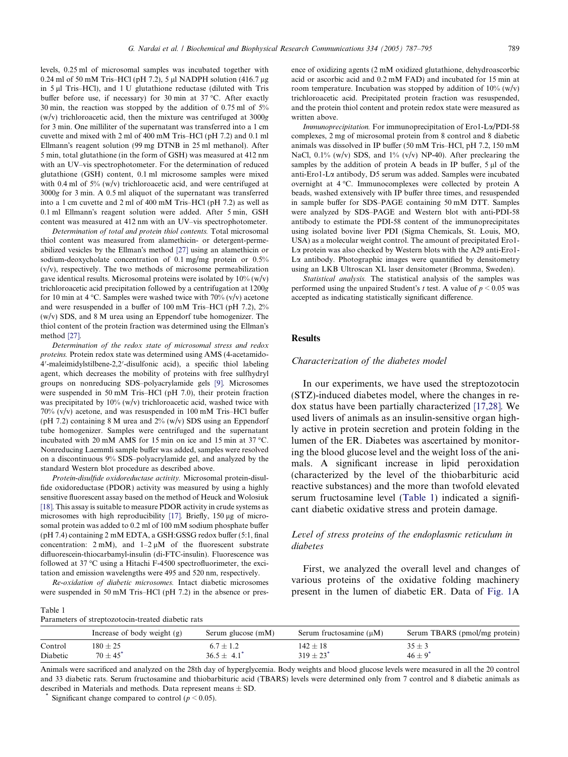levels, 0.25 ml of microsomal samples was incubated together with 0.24 ml of 50 mM Tris–HCl (pH 7.2), 5 μl NADPH solution (416.7 μg in 5 μl Tris–HCl), and 1 U glutathione reductase (diluted with Tris buffer before use, if necessary) for 30 min at 37 °C. After exactly 30 min, the reaction was stopped by the addition of 0.75 ml of 5% (w/v) trichloroacetic acid, then the mixture was centrifuged at 3000*g* for 3 min. One milliliter of the supernatant was transferred into a 1 cm cuvette and mixed with 2 ml of 400 mM Tris–HCl (pH 7.2) and 0.1 ml Ellmann's reagent solution (99 mg DTNB in 25 ml methanol). After 5 min, total glutathione (in the form of GSH) was measured at 412 nm with an UV–vis spectrophotometer. For the determination of reduced glutathione (GSH) content, 0.1 ml microsome samples were mixed with 0.4 ml of 5% (w/v) trichloroacetic acid, and were centrifuged at 3000*g* for 3 min. A 0.5 ml aliquot of the supernatant was transferred into a 1 cm cuvette and 2 ml of 400 mM Tris–HCl (pH 7.2) as well as 0.1 ml Ellmann's reagent solution were added. After 5 min, GSH content was measured at 412 nm with an UV–vis spectrophotometer.

*Determination of total and protein thiol contents.* Total microsomal thiol content was measured from alamethicin- or detergent-permeabilized vesicles by the Ellman's method [27] using an alamethicin or sodium-deoxycholate concentration of 0.1 mg/mg protein or 0.5% (v/v), respectively. The two methods of microsome permeabilization gave identical results. Microsomal proteins were isolated by 10% (w/v) trichloroacetic acid precipitation followed by a centrifugation at 1200*g* for 10 min at 4 °C. Samples were washed twice with 70% (v/v) acetone and were resuspended in a buffer of 100 mM Tris–HCl (pH 7.2), 2% (w/v) SDS, and 8 M urea using an Eppendorf tube homogenizer. The thiol content of the protein fraction was determined using the Ellman's method [27].

*Determination of the redox state of microsomal stress and redox proteins.* Protein redox state was determined using AMS (4-acetamido-4′-maleimidylstilbene-2,2′-disulfonic acid), a specific thiol labeling agent, which decreases the mobility of proteins with free sulfhydryl groups on nonreducing SDS–polyacrylamide gels [9]. Microsomes were suspended in 50 mM Tris–HCl (pH 7.0), their protein fraction was precipitated by 10% (w/v) trichloroacetic acid, washed twice with 70% (v/v) acetone, and was resuspended in 100 mM Tris–HCl buffer (pH 7.2) containing 8 M urea and 2% (w/v) SDS using an Eppendorf tube homogenizer. Samples were centrifuged and the supernatant incubated with 20 mM AMS for 15 min on ice and 15 min at 37 °C. Nonreducing Laemmli sample buffer was added, samples were resolved on a discontinuous 9% SDS–polyacrylamide gel, and analyzed by the standard Western blot procedure as described above.

*Protein-disulfide oxidoreductase activity.* Microsomal protein-disulfide oxidoreductase (PDOR) activity was measured by using a highly sensitive fluorescent assay based on the method of Heuck and Wolosiuk [18]. This assay is suitable to measure PDOR activity in crude systems as microsomes with high reproducibility [17]. Briefly, 150 μg of microsomal protein was added to 0.2 ml of 100 mM sodium phosphate buffer (pH 7.4) containing 2 mM EDTA, a GSH:GSSG redox buffer (5:1, final concentration: 2 mM), and 1–2 μM of the fluorescent substrate difluorescein-thiocarbamyl-insulin (di-FTC-insulin). Fluorescence was followed at 37 °C using a Hitachi F-4500 spectrofluorimeter, the excitation and emission wavelengths were 495 and 520 nm, respectively.

*Re-oxidation of diabetic microsomes.* Intact diabetic microsomes were suspended in 50 mM Tris–HCl (pH 7.2) in the absence or presence of oxidizing agents (2 mM oxidized glutathione, dehydroascorbic acid or ascorbic acid and 0.2 mM FAD) and incubated for 15 min at room temperature. Incubation was stopped by addition of 10% (w/v) trichloroacetic acid. Precipitated protein fraction was resuspended, and the protein thiol content and protein redox state were measured as written above.

*Immunoprecipitation.* For immunoprecipitation of Ero1-Lα/PDI-58 complexes, 2 mg of microsomal protein from 8 control and 8 diabetic animals was dissolved in IP buffer (50 mM Tris–HCl, pH 7.2, 150 mM NaCl, 0.1% (w/v) SDS, and 1% (v/v) NP-40). After preclearing the samples by the addition of protein A beads in IP buffer, 5 μl of the anti-Ero1-Lα antibody, D5 serum was added. Samples were incubated overnight at 4 °C. Immunocomplexes were collected by protein A beads, washed extensively with IP buffer three times, and resuspended in sample buffer for SDS–PAGE containing 50 mM DTT. Samples were analyzed by SDS–PAGE and Western blot with anti-PDI-58 antibody to estimate the PDI-58 content of the immunoprecipitates using isolated bovine liver PDI (Sigma Chemicals, St. Louis, MO, USA) as a molecular weight control. The amount of precipitated Ero1-Lα protein was also checked by Western blots with the A29 anti-Ero1-Lα antibody. Photographic images were quantified by densitometry using an LKB Ultroscan XL laser densitometer (Bromma, Sweden).

*Statistical analysis.* The statistical analysis of the samples was performed using the unpaired Student's *t* test. A value of $p < 0.05$ was accepted as indicating statistically significant difference.

## Results

### Characterization of the diabetes model

In our experiments, we have used the streptozotocin (STZ)-induced diabetes model, where the changes in redox status have been partially characterized [17,28]. We used livers of animals as an insulin-sensitive organ highly active in protein secretion and protein folding in the lumen of the ER. Diabetes was ascertained by monitoring the blood glucose level and the weight loss of the animals. A significant increase in lipid peroxidation (characterized by the level of the thiobarbituric acid reactive substances) and the more than twofold elevated serum fructosamine level (Table 1) indicated a significant diabetic oxidative stress and protein damage.

### Level of stress proteins of the endoplasmic reticulum in diabetes

First, we analyzed the overall level and changes of various proteins of the oxidative folding machinery present in the lumen of diabetic ER. Data of Fig. 1A

Table 1
Parameters of streptozotocin-treated diabetic rats

| | Increase of body weight (g) | Serum glucose (mM) | Serum fructosamine (μM) | Serum TBARS (pmol/mg protein) |
|---|---|---|---|---|
| Control | 180 ± 25 | 6.7 ± 1.2 | 142 ± 18 | 35 ± 3 |
| Diabetic | 70 ± 45* | 36.5 ± 4.1* | 319 ± 23* | 46 ± 9* |

Animals were sacrificed and analyzed on the 28th day of hyperglycemia. Body weights and blood glucose levels were measured in all the 20 control and 33 diabetic rats. Serum fructosamine and thiobarbituric acid (TBARS) levels were determined only from 7 control and 8 diabetic animals as described in Materials and methods. Data represent means ± SD.

\* Significant change compared to control ($p < 0.05$).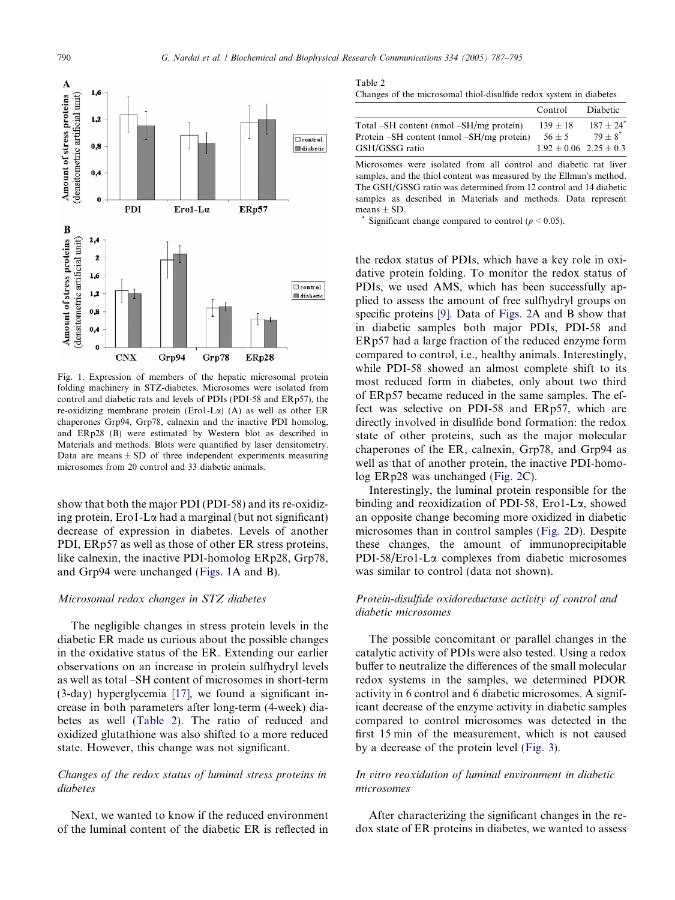Fig. 1. Expression of members of the hepatic microsomal protein folding machinery in STZ-diabetes. Microsomes were isolated from control and diabetic rats and levels of PDIs (PDI-58 and ERp57), the re-oxidizing membrane protein (Ero1-Lα) (A) as well as other ER chaperones Grp94, Grp78, calnexin and the inactive PDI homolog, and ERp28 (B) were estimated by Western blot as described in Materials and methods. Blots were quantified by laser densitometry. Data are means ± SD of three independent experiments measuring microsomes from 20 control and 33 diabetic animals.

show that both the major PDI (PDI-58) and its re-oxidizing protein, Ero1-Lα had a marginal (but not significant) decrease of expression in diabetes. Levels of another PDI, ERp57 as well as those of other ER stress proteins, like calnexin, the inactive PDI-homolog ERp28, Grp78, and Grp94 were unchanged (Figs. 1A and B).

### Microsomal redox changes in STZ diabetes

The negligible changes in stress protein levels in the diabetic ER made us curious about the possible changes in the oxidative status of the ER. Extending our earlier observations on an increase in protein sulfhydryl levels as well as total –SH content of microsomes in short-term (3-day) hyperglycemia [17], we found a significant increase in both parameters after long-term (4-week) diabetes as well (Table 2). The ratio of reduced and oxidized glutathione was also shifted to a more reduced state. However, this change was not significant.

### Changes of the redox status of luminal stress proteins in diabetes

Next, we wanted to know if the reduced environment of the luminal content of the diabetic ER is reflected in the redox status of PDIs, which have a key role in oxidative protein folding. To monitor the redox status of PDIs, we used AMS, which has been successfully applied to assess the amount of free sulfhydryl groups on specific proteins [9]. Data of Figs. 2A and B show that in diabetic samples both major PDIs, PDI-58 and ERp57 had a large fraction of the reduced enzyme form compared to control, i.e., healthy animals. Interestingly, while PDI-58 showed an almost complete shift to its most reduced form in diabetes, only about two third of ERp57 became reduced in the same samples. The effect was selective on PDI-58 and ERp57, which are directly involved in disulfide bond formation: the redox state of other proteins, such as the major molecular chaperones of the ER, calnexin, Grp78, and Grp94 as well as that of another protein, the inactive PDI-homolog ERp28 was unchanged (Fig. 2C).

Interestingly, the luminal protein responsible for the binding and reoxidization of PDI-58, Ero1-Lα, showed an opposite change becoming more oxidized in diabetic microsomes than in control samples (Fig. 2D). Despite these changes, the amount of immunoprecipitable PDI-58/Ero1-Lα complexes from diabetic microsomes was similar to control (data not shown).

Table 2
Changes of the microsomal thiol-disulfide redox system in diabetes

| | Control | Diabetic |
|---|---|---|
| Total –SH content (nmol –SH/mg protein) | 139 ± 18 | 187 ± 24* |
| Protein –SH content (nmol –SH/mg protein) | 56 ± 5 | 79 ± 8* |
| GSH/GSSG ratio | 1.92 ± 0.06 | 2.25 ± 0.3 |

Microsomes were isolated from all control and diabetic rat liver samples, and the thiol content was measured by the Ellman's method. The GSH/GSSG ratio was determined from 12 control and 14 diabetic samples as described in Materials and methods. Data represent means ± SD.

\* Significant change compared to control ($p < 0.05$).

### Protein-disulfide oxidoreductase activity of control and diabetic microsomes

The possible concomitant or parallel changes in the catalytic activity of PDIs were also tested. Using a redox buffer to neutralize the differences of the small molecular redox systems in the samples, we determined PDOR activity in 6 control and 6 diabetic microsomes. A significant decrease of the enzyme activity in diabetic samples compared to control microsomes was detected in the first 15 min of the measurement, which is not caused by a decrease of the protein level (Fig. 3).

### In vitro reoxidation of luminal environment in diabetic microsomes

After characterizing the significant changes in the redox state of ER proteins in diabetes, we wanted to assess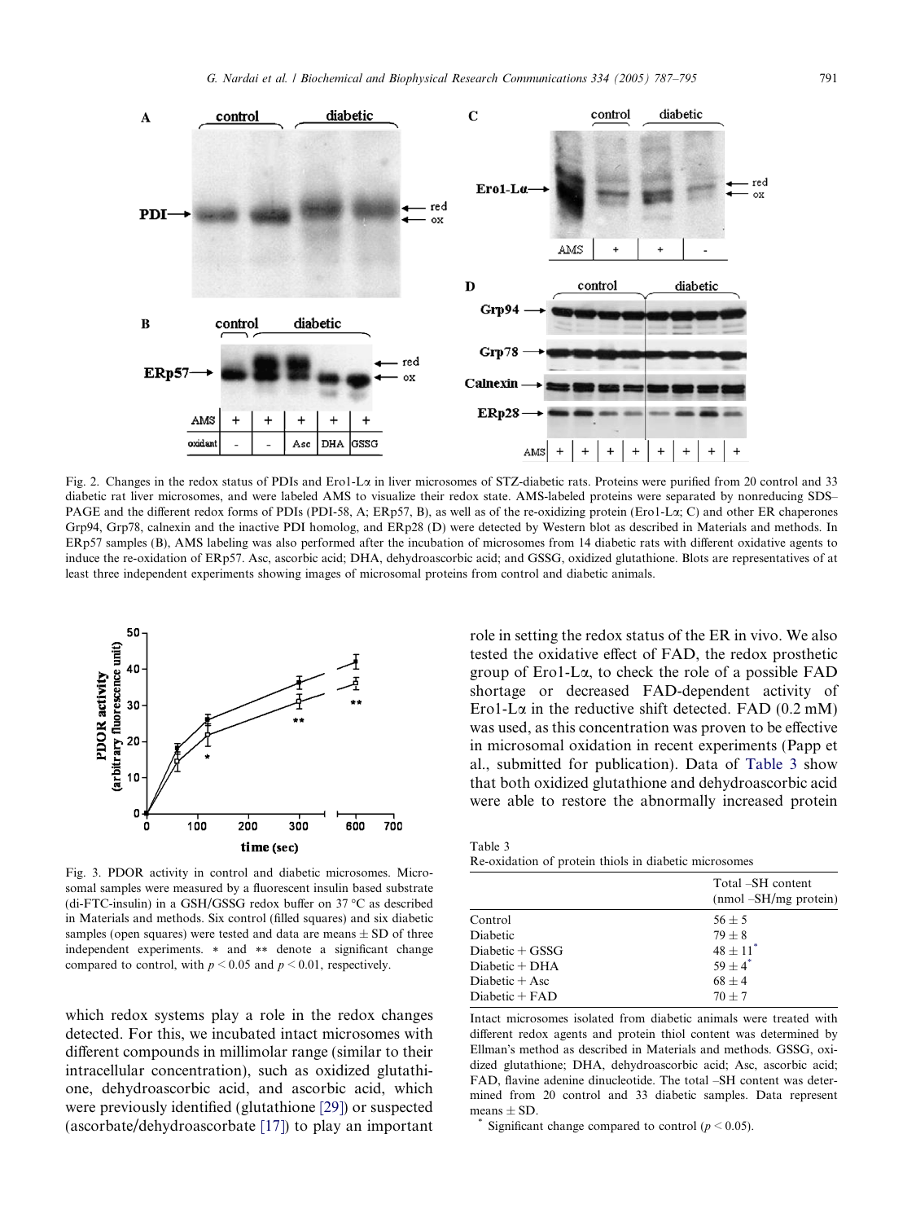Fig. 2. Changes in the redox status of PDIs and Ero1-Lα in liver microsomes of STZ-diabetic rats. Proteins were purified from 20 control and 33 diabetic rat liver microsomes, and were labeled AMS to visualize their redox state. AMS-labeled proteins were separated by nonreducing SDS–PAGE and the different redox forms of PDIs (PDI-58, A; ERp57, B), as well as of the re-oxidizing protein (Ero1-Lα; C) and other ER chaperones Grp94, Grp78, calnexin and the inactive PDI homolog, and ERp28 (D) were detected by Western blot as described in Materials and methods. In ERp57 samples (B), AMS labeling was also performed after the incubation of microsomes from 14 diabetic rats with different oxidative agents to induce the re-oxidation of ERp57. Asc, ascorbic acid; DHA, dehydroascorbic acid; and GSSG, oxidized glutathione. Blots are representatives of at least three independent experiments showing images of microsomal proteins from control and diabetic animals.

Fig. 3. PDOR activity in control and diabetic microsomes. Microsomal samples were measured by a fluorescent insulin based substrate (di-FTC-insulin) in a GSH/GSSG redox buffer on 37 °C as described in Materials and methods. Six control (filled squares) and six diabetic samples (open squares) were tested and data are means ± SD of three independent experiments. * and ** denote a significant change compared to control, with $p < 0.05$ and $p < 0.01$, respectively.

which redox systems play a role in the redox changes detected. For this, we incubated intact microsomes with different compounds in millimolar range (similar to their intracellular concentration), such as oxidized glutathione, dehydroascorbic acid, and ascorbic acid, which were previously identified (glutathione [29]) or suspected (ascorbate/dehydroascorbate [17]) to play an important role in setting the redox status of the ER in vivo. We also tested the oxidative effect of FAD, the redox prosthetic group of Ero1-Lα, to check the role of a possible FAD shortage or decreased FAD-dependent activity of Ero1-Lα in the reductive shift detected. FAD (0.2 mM) was used, as this concentration was proven to be effective in microsomal oxidation in recent experiments (Papp et al., submitted for publication). Data of Table 3 show that both oxidized glutathione and dehydroascorbic acid were able to restore the abnormally increased protein

Table 3
Re-oxidation of protein thiols in diabetic microsomes

| | Total –SH content (nmol –SH/mg protein) |
|---|---|
| Control | 56 ± 5 |
| Diabetic | 79 ± 8 |
| Diabetic + GSSG | 48 ± 11* |
| Diabetic + DHA | 59 ± 4* |
| Diabetic + Asc | 68 ± 4 |
| Diabetic + FAD | 70 ± 7 |

Intact microsomes isolated from diabetic animals were treated with different redox agents and protein thiol content was determined by Ellman's method as described in Materials and methods. GSSG, oxidized glutathione; DHA, dehydroascorbic acid; Asc, ascorbic acid; FAD, flavine adenine dinucleotide. The total –SH content was determined from 20 control and 33 diabetic samples. Data represent means ± SD.

* Significant change compared to control ($p < 0.05$).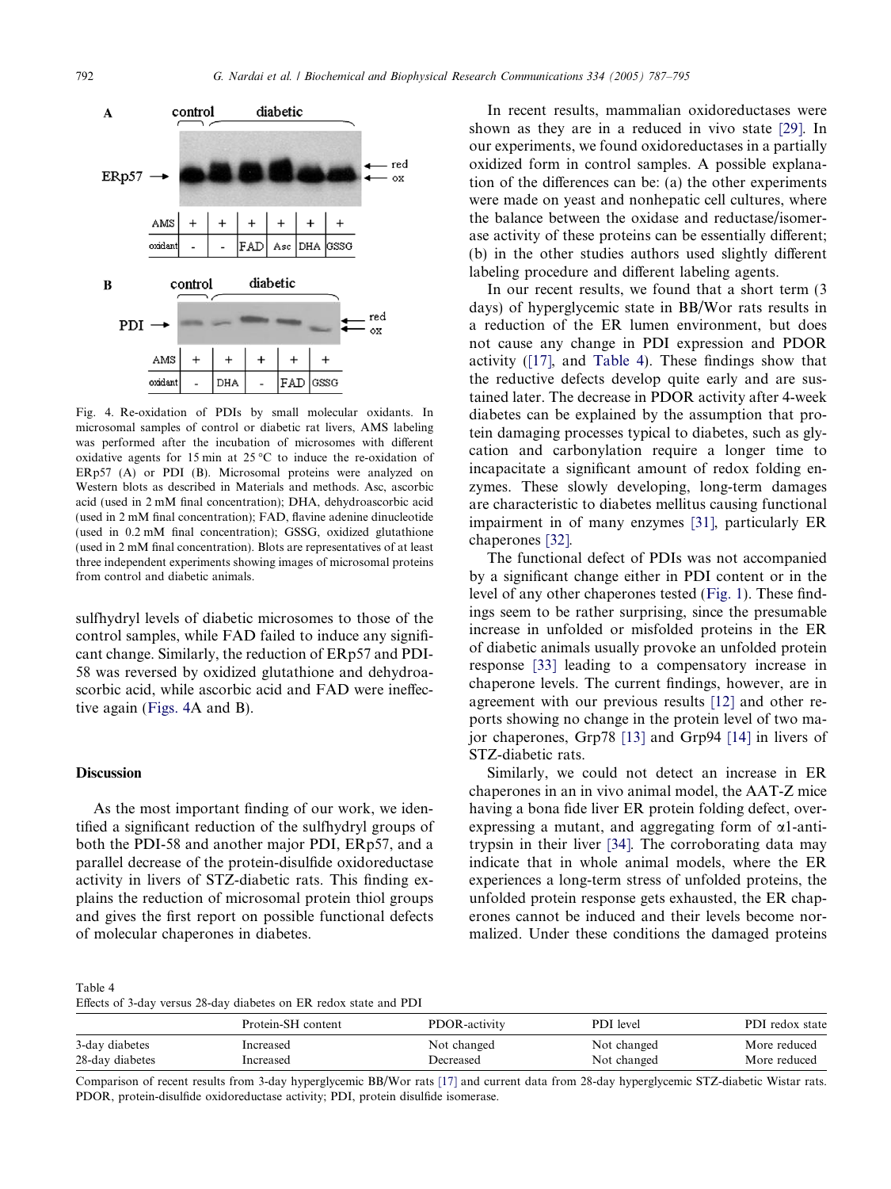Fig. 4. Re-oxidation of PDIs by small molecular oxidants. In microsomal samples of control or diabetic rat livers, AMS labeling was performed after the incubation of microsomes with different oxidative agents for 15 min at 25 °C to induce the re-oxidation of ERp57 (A) or PDI (B). Microsomal proteins were analyzed on Western blots as described in Materials and methods. Asc, ascorbic acid (used in 2 mM final concentration); DHA, dehydroascorbic acid (used in 2 mM final concentration); FAD, flavine adenine dinucleotide (used in 0.2 mM final concentration); GSSG, oxidized glutathione (used in 2 mM final concentration). Blots are representatives of at least three independent experiments showing images of microsomal proteins from control and diabetic animals.

sulfhydryl levels of diabetic microsomes to those of the control samples, while FAD failed to induce any significant change. Similarly, the reduction of ERp57 and PDI-58 was reversed by oxidized glutathione and dehydroascorbic acid, while ascorbic acid and FAD were ineffective again (Figs. 4A and B).

## Discussion

As the most important finding of our work, we identified a significant reduction of the sulfhydryl groups of both the PDI-58 and another major PDI, ERp57, and a parallel decrease of the protein-disulfide oxidoreductase activity in livers of STZ-diabetic rats. This finding explains the reduction of microsomal protein thiol groups and gives the first report on possible functional defects of molecular chaperones in diabetes.

In recent results, mammalian oxidoreductases were shown as they are in a reduced in vivo state [29]. In our experiments, we found oxidoreductases in a partially oxidized form in control samples. A possible explanation of the differences can be: (a) the other experiments were made on yeast and nonhepatic cell cultures, where the balance between the oxidase and reductase/isomerase activity of these proteins can be essentially different; (b) in the other studies authors used slightly different labeling procedure and different labeling agents.

In our recent results, we found that a short term (3 days) of hyperglycemic state in BB/Wor rats results in a reduction of the ER lumen environment, but does not cause any change in PDI expression and PDOR activity ([17], and Table 4). These findings show that the reductive defects develop quite early and are sustained later. The decrease in PDOR activity after 4-week diabetes can be explained by the assumption that protein damaging processes typical to diabetes, such as glycation and carbonylation require a longer time to incapacitate a significant amount of redox folding enzymes. These slowly developing, long-term damages are characteristic to diabetes mellitus causing functional impairment in of many enzymes [31], particularly ER chaperones [32].

The functional defect of PDIs was not accompanied by a significant change either in PDI content or in the level of any other chaperones tested (Fig. 1). These findings seem to be rather surprising, since the presumable increase in unfolded or misfolded proteins in the ER of diabetic animals usually provoke an unfolded protein response [33] leading to a compensatory increase in chaperone levels. The current findings, however, are in agreement with our previous results [12] and other reports showing no change in the protein level of two major chaperones, Grp78 [13] and Grp94 [14] in livers of STZ-diabetic rats.

Similarly, we could not detect an increase in ER chaperones in an in vivo animal model, the AAT-Z mice having a bona fide liver ER protein folding defect, overexpressing a mutant, and aggregating form of α1-antitrypsin in their liver [34]. The corroborating data may indicate that in whole animal models, where the ER experiences a long-term stress of unfolded proteins, the unfolded protein response gets exhausted, the ER chaperones cannot be induced and their levels become normalized. Under these conditions the damaged proteins

Table 4
Effects of 3-day versus 28-day diabetes on ER redox state and PDI

| | Protein-SH content | PDOR-activity | PDI level | PDI redox state |
|---|---|---|---|---|
| 3-day diabetes | Increased | Not changed | Not changed | More reduced |
| 28-day diabetes | Increased | Decreased | Not changed | More reduced |

Comparison of recent results from 3-day hyperglycemic BB/Wor rats [17] and current data from 28-day hyperglycemic STZ-diabetic Wistar rats. PDOR, protein-disulfide oxidoreductase activity; PDI, protein disulfide isomerase.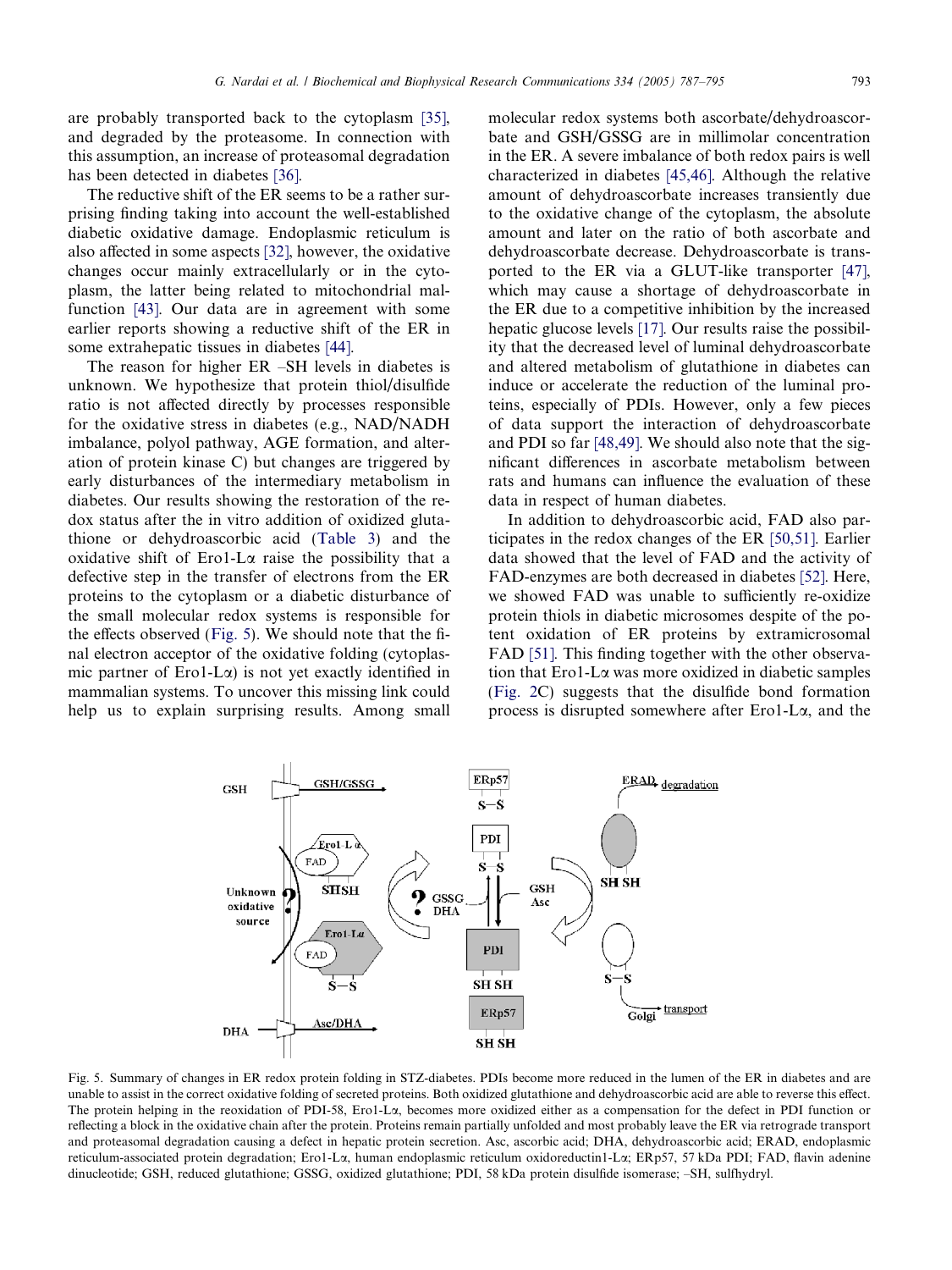are probably transported back to the cytoplasm [35], and degraded by the proteasome. In connection with this assumption, an increase of proteasomal degradation has been detected in diabetes [36].

The reductive shift of the ER seems to be a rather surprising finding taking into account the well-established diabetic oxidative damage. Endoplasmic reticulum is also affected in some aspects [32], however, the oxidative changes occur mainly extracellularly or in the cytoplasm, the latter being related to mitochondrial malfunction [43]. Our data are in agreement with some earlier reports showing a reductive shift of the ER in some extrahepatic tissues in diabetes [44].

The reason for higher ER –SH levels in diabetes is unknown. We hypothesize that protein thiol/disulfide ratio is not affected directly by processes responsible for the oxidative stress in diabetes (e.g., NAD/NADH imbalance, polyol pathway, AGE formation, and alteration of protein kinase C) but changes are triggered by early disturbances of the intermediary metabolism in diabetes. Our results showing the restoration of the redox status after the in vitro addition of oxidized glutathione or dehydroascorbic acid (Table 3) and the oxidative shift of Ero1-Lα raise the possibility that a defective step in the transfer of electrons from the ER proteins to the cytoplasm or a diabetic disturbance of the small molecular redox systems is responsible for the effects observed (Fig. 5). We should note that the final electron acceptor of the oxidative folding (cytoplasmic partner of Ero1-Lα) is not yet exactly identified in mammalian systems. To uncover this missing link could help us to explain surprising results. Among small molecular redox systems both ascorbate/dehydroascorbate and GSH/GSSG are in millimolar concentration in the ER. A severe imbalance of both redox pairs is well characterized in diabetes [45,46]. Although the relative amount of dehydroascorbate increases transiently due to the oxidative change of the cytoplasm, the absolute amount and later on the ratio of both ascorbate and dehydroascorbate decrease. Dehydroascorbate is transported to the ER via a GLUT-like transporter [47], which may cause a shortage of dehydroascorbate in the ER due to a competitive inhibition by the increased hepatic glucose levels [17]. Our results raise the possibility that the decreased level of luminal dehydroascorbate and altered metabolism of glutathione in diabetes can induce or accelerate the reduction of the luminal proteins, especially of PDIs. However, only a few pieces of data support the interaction of dehydroascorbate and PDI so far [48,49]. We should also note that the significant differences in ascorbate metabolism between rats and humans can influence the evaluation of these data in respect of human diabetes.

In addition to dehydroascorbic acid, FAD also participates in the redox changes of the ER [50,51]. Earlier data showed that the level of FAD and the activity of FAD-enzymes are both decreased in diabetes [52]. Here, we showed FAD was unable to sufficiently re-oxidize protein thiols in diabetic microsomes despite of the potent oxidation of ER proteins by extramicrosomal FAD [51]. This finding together with the other observation that Ero1-Lα was more oxidized in diabetic samples (Fig. 2C) suggests that the disulfide bond formation process is disrupted somewhere after Ero1-Lα, and the

Fig. 5. Summary of changes in ER redox protein folding in STZ-diabetes. PDIs become more reduced in the lumen of the ER in diabetes and are unable to assist in the correct oxidative folding of secreted proteins. Both oxidized glutathione and dehydroascorbic acid are able to reverse this effect. The protein helping in the reoxidation of PDI-58, Ero1-Lα, becomes more oxidized either as a compensation for the defect in PDI function or reflecting a block in the oxidative chain after the protein. Proteins remain partially unfolded and most probably leave the ER via retrograde transport and proteasomal degradation causing a defect in hepatic protein secretion. Asc, ascorbic acid; DHA, dehydroascorbic acid; ERAD, endoplasmic reticulum-associated protein degradation; Ero1-Lα, human endoplasmic reticulum oxidoreductin1-Lα; ERp57, 57 kDa PDI; FAD, flavin adenine dinucleotide; GSH, reduced glutathione; GSSG, oxidized glutathione; PDI, 58 kDa protein disulfide isomerase; –SH, sulfhydryl.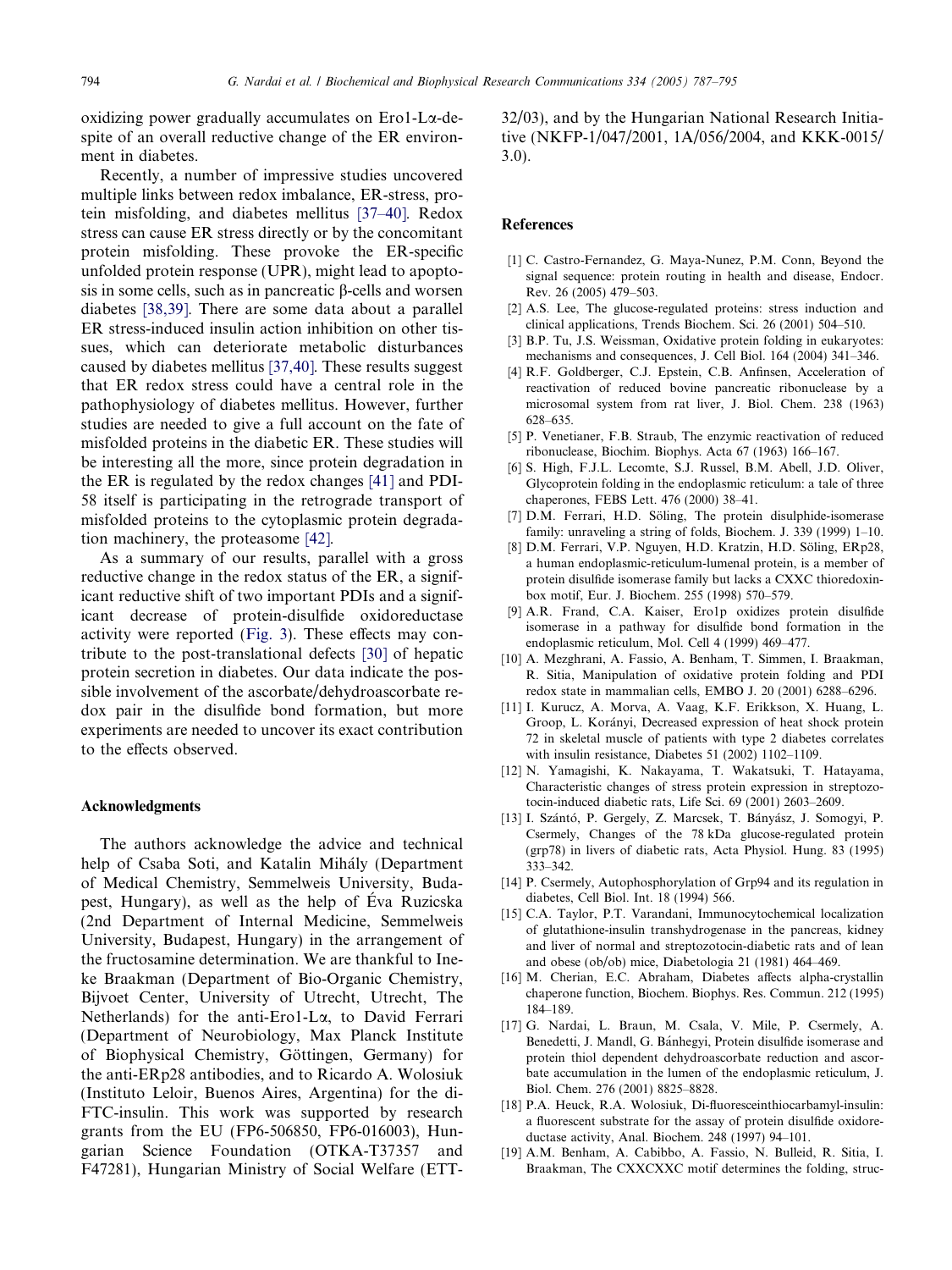oxidizing power gradually accumulates on Ero1-Lα-despite of an overall reductive change of the ER environment in diabetes.

Recently, a number of impressive studies uncovered multiple links between redox imbalance, ER-stress, protein misfolding, and diabetes mellitus [37–40]. Redox stress can cause ER stress directly or by the concomitant protein misfolding. These provoke the ER-specific unfolded protein response (UPR), might lead to apoptosis in some cells, such as in pancreatic β-cells and worsen diabetes [38,39]. There are some data about a parallel ER stress-induced insulin action inhibition on other tissues, which can deteriorate metabolic disturbances caused by diabetes mellitus [37,40]. These results suggest that ER redox stress could have a central role in the pathophysiology of diabetes mellitus. However, further studies are needed to give a full account on the fate of misfolded proteins in the diabetic ER. These studies will be interesting all the more, since protein degradation in the ER is regulated by the redox changes [41] and PDI-58 itself is participating in the retrograde transport of misfolded proteins to the cytoplasmic protein degradation machinery, the proteasome [42].

As a summary of our results, parallel with a gross reductive change in the redox status of the ER, a significant reductive shift of two important PDIs and a significant decrease of protein-disulfide oxidoreductase activity were reported (Fig. 3). These effects may contribute to the post-translational defects [30] of hepatic protein secretion in diabetes. Our data indicate the possible involvement of the ascorbate/dehydroascorbate redox pair in the disulfide bond formation, but more experiments are needed to uncover its exact contribution to the effects observed.

## Acknowledgments

The authors acknowledge the advice and technical help of Csaba Soti, and Katalin Mihály (Department of Medical Chemistry, Semmelweis University, Budapest, Hungary), as well as the help of Éva Ruzicska (2nd Department of Internal Medicine, Semmelweis University, Budapest, Hungary) in the arrangement of the fructosamine determination. We are thankful to Ineke Braakman (Department of Bio-Organic Chemistry, Bijvoet Center, University of Utrecht, Utrecht, The Netherlands) for the anti-Ero1-Lα, to David Ferrari (Department of Neurobiology, Max Planck Institute of Biophysical Chemistry, Göttingen, Germany) for the anti-ERp28 antibodies, and to Ricardo A. Wolosiuk (Instituto Leloir, Buenos Aires, Argentina) for the di-FTC-insulin. This work was supported by research grants from the EU (FP6-506850, FP6-016003), Hungarian Science Foundation (OTKA-T37357 and F47281), Hungarian Ministry of Social Welfare (ETT-32/03), and by the Hungarian National Research Initiative (NKFP-1/047/2001, 1A/056/2004, and KKK-0015/3.0).

## References

[1] C. Castro-Fernandez, G. Maya-Nunez, P.M. Conn, Beyond the signal sequence: protein routing in health and disease, Endocr. Rev. 26 (2005) 479–503.

[2] A.S. Lee, The glucose-regulated proteins: stress induction and clinical applications, Trends Biochem. Sci. 26 (2001) 504–510.

[3] B.P. Tu, J.S. Weissman, Oxidative protein folding in eukaryotes: mechanisms and consequences, J. Cell Biol. 164 (2004) 341–346.

[4] R.F. Goldberger, C.J. Epstein, C.B. Anfinsen, Acceleration of reactivation of reduced bovine pancreatic ribonuclease by a microsomal system from rat liver, J. Biol. Chem. 238 (1963) 628–635.

[5] P. Venetianer, F.B. Straub, The enzymic reactivation of reduced ribonuclease, Biochim. Biophys. Acta 67 (1963) 166–167.

[6] S. High, F.J.L. Lecomte, S.J. Russel, B.M. Abell, J.D. Oliver, Glycoprotein folding in the endoplasmic reticulum: a tale of three chaperones, FEBS Lett. 476 (2000) 38–41.

[7] D.M. Ferrari, H.D. Söling, The protein disulphide-isomerase family: unraveling a string of folds, Biochem. J. 339 (1999) 1–10.

[8] D.M. Ferrari, V.P. Nguyen, H.D. Kratzin, H.D. Söling, ERp28, a human endoplasmic-reticulum-lumenal protein, is a member of protein disulfide isomerase family but lacks a CXXC thioredoxin-box motif, Eur. J. Biochem. 255 (1998) 570–579.

[9] A.R. Frand, C.A. Kaiser, Ero1p oxidizes protein disulfide isomerase in a pathway for disulfide bond formation in the endoplasmic reticulum, Mol. Cell 4 (1999) 469–477.

[10] A. Mezghrani, A. Fassio, A. Benham, T. Simmen, I. Braakman, R. Sitia, Manipulation of oxidative protein folding and PDI redox state in mammalian cells, EMBO J. 20 (2001) 6288–6296.

[11] I. Kurucz, A. Morva, A. Vaag, K.F. Erikkson, X. Huang, L. Groop, L. Korányi, Decreased expression of heat shock protein 72 in skeletal muscle of patients with type 2 diabetes correlates with insulin resistance, Diabetes 51 (2002) 1102–1109.

[12] N. Yamagishi, K. Nakayama, T. Wakatsuki, T. Hatayama, Characteristic changes of stress protein expression in streptozotocin-induced diabetic rats, Life Sci. 69 (2001) 2603–2609.

[13] I. Szántó, P. Gergely, Z. Marcsek, T. Bányász, J. Somogyi, P. Csermely, Changes of the 78 kDa glucose-regulated protein (grp78) in livers of diabetic rats, Acta Physiol. Hung. 83 (1995) 333–342.

[14] P. Csermely, Autophosphorylation of Grp94 and its regulation in diabetes, Cell Biol. Int. 18 (1994) 566.

[15] C.A. Taylor, P.T. Varandani, Immunocytochemical localization of glutathione-insulin transhydrogenase in the pancreas, kidney and liver of normal and streptozotocin-diabetic rats and of lean and obese (ob/ob) mice, Diabetologia 21 (1981) 464–469.

[16] M. Cherian, E.C. Abraham, Diabetes affects alpha-crystallin chaperone function, Biochem. Biophys. Res. Commun. 212 (1995) 184–189.

[17] G. Nardai, L. Braun, M. Csala, V. Mile, P. Csermely, A. Benedetti, J. Mandl, G. Bánhegyi, Protein disulfide isomerase and protein thiol dependent dehydroascorbate reduction and ascorbate accumulation in the lumen of the endoplasmic reticulum, J. Biol. Chem. 276 (2001) 8825–8828.

[18] P.A. Heuck, R.A. Wolosiuk, Di-fluoresceinthiocarbamyl-insulin: a fluorescent substrate for the assay of protein disulfide oxidoreductase activity, Anal. Biochem. 248 (1997) 94–101.

[19] A.M. Benham, A. Cabibbo, A. Fassio, N. Bulleid, R. Sitia, I. Braakman, The CXXCXXC motif determines the folding, struc-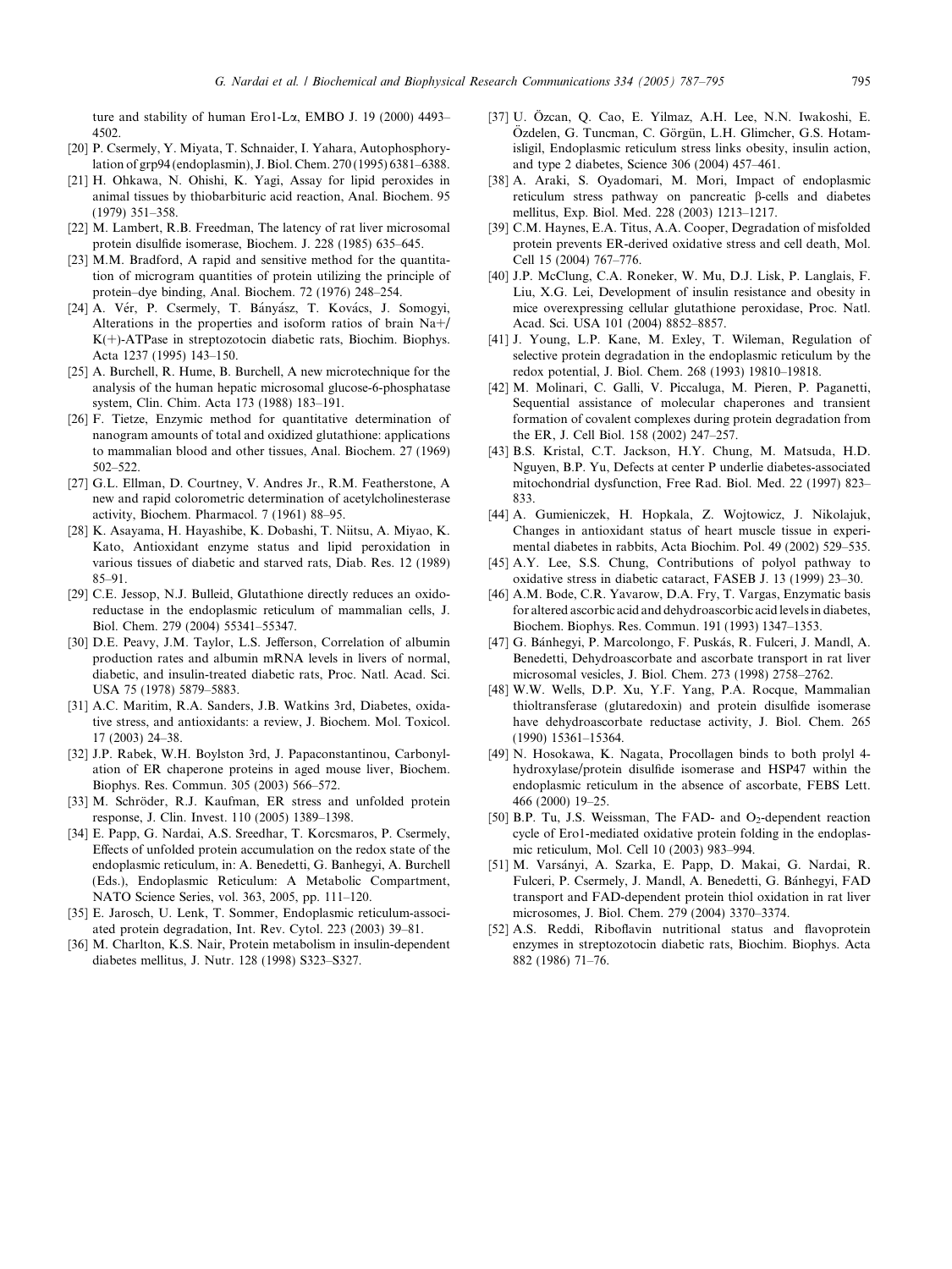ture and stability of human Ero1-Lα, EMBO J. 19 (2000) 4493–4502.

[20] P. Csermely, Y. Miyata, T. Schnaider, I. Yahara, Autophosphorylation of grp94 (endoplasmin), J. Biol. Chem. 270 (1995) 6381–6388.

[21] H. Ohkawa, N. Ohishi, K. Yagi, Assay for lipid peroxides in animal tissues by thiobarbituric acid reaction, Anal. Biochem. 95 (1979) 351–358.

[22] M. Lambert, R.B. Freedman, The latency of rat liver microsomal protein disulfide isomerase, Biochem. J. 228 (1985) 635–645.

[23] M.M. Bradford, A rapid and sensitive method for the quantitation of microgram quantities of protein utilizing the principle of protein–dye binding, Anal. Biochem. 72 (1976) 248–254.

[24] A. Vér, P. Csermely, T. Bányász, T. Kovács, J. Somogyi, Alterations in the properties and isoform ratios of brain Na+/K(+)-ATPase in streptozotocin diabetic rats, Biochim. Biophys. Acta 1237 (1995) 143–150.

[25] A. Burchell, R. Hume, B. Burchell, A new microtechnique for the analysis of the human hepatic microsomal glucose-6-phosphatase system, Clin. Chim. Acta 173 (1988) 183–191.

[26] F. Tietze, Enzymic method for quantitative determination of nanogram amounts of total and oxidized glutathione: applications to mammalian blood and other tissues, Anal. Biochem. 27 (1969) 502–522.

[27] G.L. Ellman, D. Courtney, V. Andres Jr., R.M. Featherstone, A new and rapid colorometric determination of acetylcholinesterase activity, Biochem. Pharmacol. 7 (1961) 88–95.

[28] K. Asayama, H. Hayashibe, K. Dobashi, T. Niitsu, A. Miyao, K. Kato, Antioxidant enzyme status and lipid peroxidation in various tissues of diabetic and starved rats, Diab. Res. 12 (1989) 85–91.

[29] C.E. Jessop, N.J. Bulleid, Glutathione directly reduces an oxidoreductase in the endoplasmic reticulum of mammalian cells, J. Biol. Chem. 279 (2004) 55341–55347.

[30] D.E. Peavy, J.M. Taylor, L.S. Jefferson, Correlation of albumin production rates and albumin mRNA levels in livers of normal, diabetic, and insulin-treated diabetic rats, Proc. Natl. Acad. Sci. USA 75 (1978) 5879–5883.

[31] A.C. Maritim, R.A. Sanders, J.B. Watkins 3rd, Diabetes, oxidative stress, and antioxidants: a review, J. Biochem. Mol. Toxicol. 17 (2003) 24–38.

[32] J.P. Rabek, W.H. Boylston 3rd, J. Papaconstantinou, Carbonylation of ER chaperone proteins in aged mouse liver, Biochem. Biophys. Res. Commun. 305 (2003) 566–572.

[33] M. Schröder, R.J. Kaufman, ER stress and unfolded protein response, J. Clin. Invest. 110 (2005) 1389–1398.

[34] E. Papp, G. Nardai, A.S. Sreedhar, T. Korcsmaros, P. Csermely, Effects of unfolded protein accumulation on the redox state of the endoplasmic reticulum, in: A. Benedetti, G. Banhegyi, A. Burchell (Eds.), Endoplasmic Reticulum: A Metabolic Compartment, NATO Science Series, vol. 363, 2005, pp. 111–120.

[35] E. Jarosch, U. Lenk, T. Sommer, Endoplasmic reticulum-associated protein degradation, Int. Rev. Cytol. 223 (2003) 39–81.

[36] M. Charlton, K.S. Nair, Protein metabolism in insulin-dependent diabetes mellitus, J. Nutr. 128 (1998) S323–S327.

[37] U. Özcan, Q. Cao, E. Yilmaz, A.H. Lee, N.N. Iwakoshi, E. Özdelen, G. Tuncman, C. Görgün, L.H. Glimcher, G.S. Hotamisligil, Endoplasmic reticulum stress links obesity, insulin action, and type 2 diabetes, Science 306 (2004) 457–461.

[38] A. Araki, S. Oyadomari, M. Mori, Impact of endoplasmic reticulum stress pathway on pancreatic β-cells and diabetes mellitus, Exp. Biol. Med. 228 (2003) 1213–1217.

[39] C.M. Haynes, E.A. Titus, A.A. Cooper, Degradation of misfolded protein prevents ER-derived oxidative stress and cell death, Mol. Cell 15 (2004) 767–776.

[40] J.P. McClung, C.A. Roneker, W. Mu, D.J. Lisk, P. Langlais, F. Liu, X.G. Lei, Development of insulin resistance and obesity in mice overexpressing cellular glutathione peroxidase, Proc. Natl. Acad. Sci. USA 101 (2004) 8852–8857.

[41] J. Young, L.P. Kane, M. Exley, T. Wileman, Regulation of selective protein degradation in the endoplasmic reticulum by the redox potential, J. Biol. Chem. 268 (1993) 19810–19818.

[42] M. Molinari, C. Galli, V. Piccaluga, M. Pieren, P. Paganetti, Sequential assistance of molecular chaperones and transient formation of covalent complexes during protein degradation from the ER, J. Cell Biol. 158 (2002) 247–257.

[43] B.S. Kristal, C.T. Jackson, H.Y. Chung, M. Matsuda, H.D. Nguyen, B.P. Yu, Defects at center P underlie diabetes-associated mitochondrial dysfunction, Free Rad. Biol. Med. 22 (1997) 823–833.

[44] A. Gumieniczek, H. Hopkala, Z. Wojtowicz, J. Nikolajuk, Changes in antioxidant status of heart muscle tissue in experimental diabetes in rabbits, Acta Biochim. Pol. 49 (2002) 529–535.

[45] A.Y. Lee, S.S. Chung, Contributions of polyol pathway to oxidative stress in diabetic cataract, FASEB J. 13 (1999) 23–30.

[46] A.M. Bode, C.R. Yavarow, D.A. Fry, T. Vargas, Enzymatic basis for altered ascorbic acid and dehydroascorbic acid levels in diabetes, Biochem. Biophys. Res. Commun. 191 (1993) 1347–1353.

[47] G. Bánhegyi, P. Marcolongo, F. Puskás, R. Fulceri, J. Mandl, A. Benedetti, Dehydroascorbate and ascorbate transport in rat liver microsomal vesicles, J. Biol. Chem. 273 (1998) 2758–2762.

[48] W.W. Wells, D.P. Xu, Y.F. Yang, P.A. Rocque, Mammalian thioltransferase (glutaredoxin) and protein disulfide isomerase have dehydroascorbate reductase activity, J. Biol. Chem. 265 (1990) 15361–15364.

[49] N. Hosokawa, K. Nagata, Procollagen binds to both prolyl 4-hydroxylase/protein disulfide isomerase and HSP47 within the endoplasmic reticulum in the absence of ascorbate, FEBS Lett. 466 (2000) 19–25.

[50] B.P. Tu, J.S. Weissman, The FAD- and $O_2$-dependent reaction cycle of Ero1-mediated oxidative protein folding in the endoplasmic reticulum, Mol. Cell 10 (2003) 983–994.

[51] M. Varsányi, A. Szarka, E. Papp, D. Makai, G. Nardai, R. Fulceri, P. Csermely, J. Mandl, A. Benedetti, G. Bánhegyi, FAD transport and FAD-dependent protein thiol oxidation in rat liver microsomes, J. Biol. Chem. 279 (2004) 3370–3374.

[52] A.S. Reddi, Riboflavin nutritional status and flavoprotein enzymes in streptozotocin diabetic rats, Biochim. Biophys. Acta 882 (1986) 71–76.